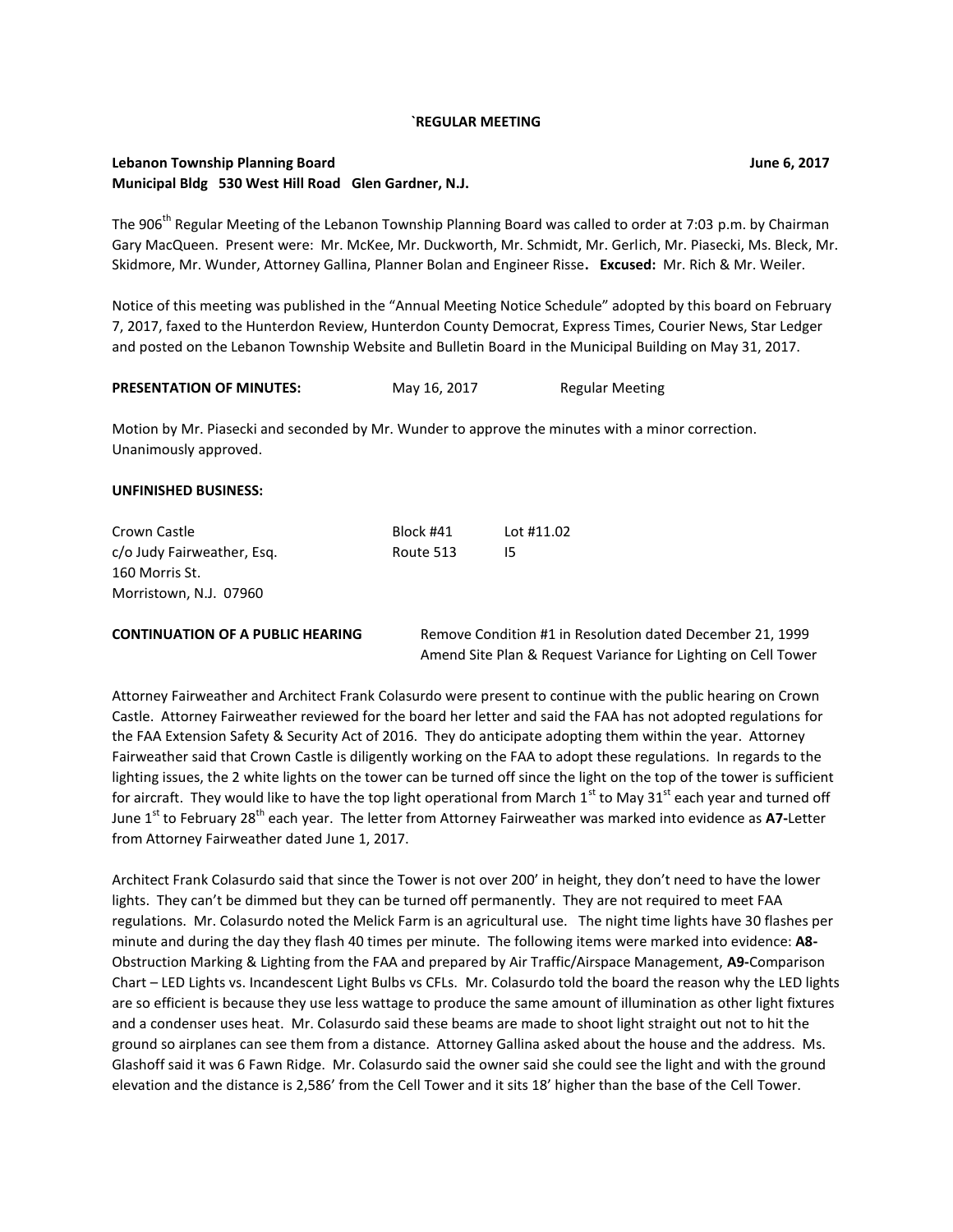**`REGULAR MEETING**

**Lebanon Township Planning Board** **June 6, 2017**
**Municipal Bldg 530 West Hill Road Glen Gardner, N.J.**

The 906th Regular Meeting of the Lebanon Township Planning Board was called to order at 7:03 p.m. by Chairman Gary MacQueen. Present were: Mr. McKee, Mr. Duckworth, Mr. Schmidt, Mr. Gerlich, Mr. Piasecki, Ms. Bleck, Mr. Skidmore, Mr. Wunder, Attorney Gallina, Planner Bolan and Engineer Risse. **Excused:** Mr. Rich & Mr. Weiler.

Notice of this meeting was published in the "Annual Meeting Notice Schedule" adopted by this board on February 7, 2017, faxed to the Hunterdon Review, Hunterdon County Democrat, Express Times, Courier News, Star Ledger and posted on the Lebanon Township Website and Bulletin Board in the Municipal Building on May 31, 2017.

**PRESENTATION OF MINUTES:** May 16, 2017 Regular Meeting

Motion by Mr. Piasecki and seconded by Mr. Wunder to approve the minutes with a minor correction. Unanimously approved.

**UNFINISHED BUSINESS:**

Crown Castle Block #41 Lot #11.02
c/o Judy Fairweather, Esq. Route 513 I5
160 Morris St.
Morristown, N.J. 07960

**CONTINUATION OF A PUBLIC HEARING** Remove Condition #1 in Resolution dated December 21, 1999
Amend Site Plan & Request Variance for Lighting on Cell Tower

Attorney Fairweather and Architect Frank Colasurdo were present to continue with the public hearing on Crown Castle. Attorney Fairweather reviewed for the board her letter and said the FAA has not adopted regulations for the FAA Extension Safety & Security Act of 2016. They do anticipate adopting them within the year. Attorney Fairweather said that Crown Castle is diligently working on the FAA to adopt these regulations. In regards to the lighting issues, the 2 white lights on the tower can be turned off since the light on the top of the tower is sufficient for aircraft. They would like to have the top light operational from March 1st to May 31st each year and turned off June 1st to February 28th each year. The letter from Attorney Fairweather was marked into evidence as **A7-**Letter from Attorney Fairweather dated June 1, 2017.

Architect Frank Colasurdo said that since the Tower is not over 200' in height, they don't need to have the lower lights. They can't be dimmed but they can be turned off permanently. They are not required to meet FAA regulations. Mr. Colasurdo noted the Melick Farm is an agricultural use. The night time lights have 30 flashes per minute and during the day they flash 40 times per minute. The following items were marked into evidence: **A8-**Obstruction Marking & Lighting from the FAA and prepared by Air Traffic/Airspace Management, **A9-**Comparison Chart – LED Lights vs. Incandescent Light Bulbs vs CFLs. Mr. Colasurdo told the board the reason why the LED lights are so efficient is because they use less wattage to produce the same amount of illumination as other light fixtures and a condenser uses heat. Mr. Colasurdo said these beams are made to shoot light straight out not to hit the ground so airplanes can see them from a distance. Attorney Gallina asked about the house and the address. Ms. Glashoff said it was 6 Fawn Ridge. Mr. Colasurdo said the owner said she could see the light and with the ground elevation and the distance is 2,586' from the Cell Tower and it sits 18' higher than the base of the Cell Tower.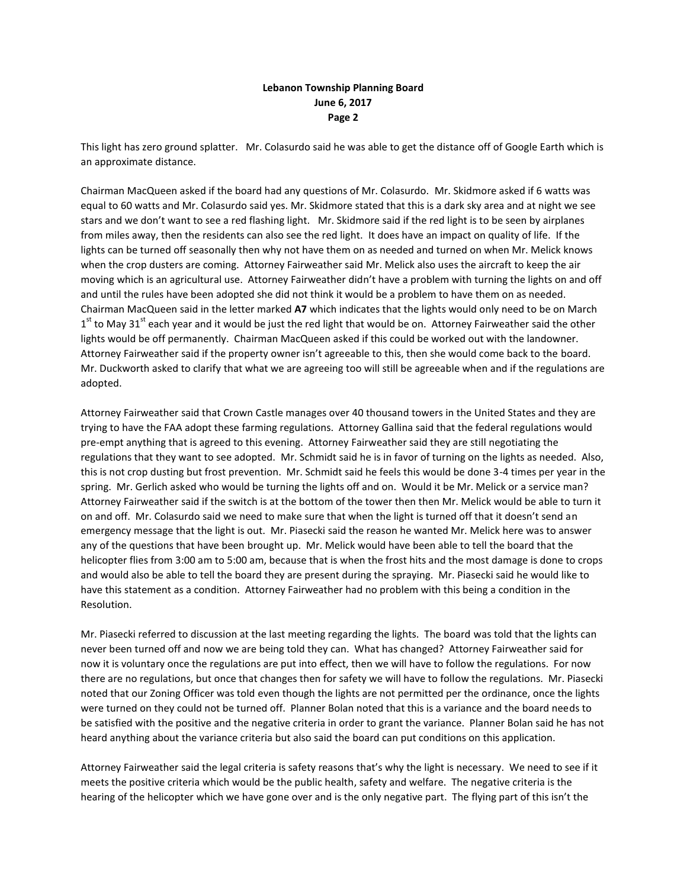This light has zero ground splatter. Mr. Colasurdo said he was able to get the distance off of Google Earth which is an approximate distance.

Chairman MacQueen asked if the board had any questions of Mr. Colasurdo. Mr. Skidmore asked if 6 watts was equal to 60 watts and Mr. Colasurdo said yes. Mr. Skidmore stated that this is a dark sky area and at night we see stars and we don't want to see a red flashing light. Mr. Skidmore said if the red light is to be seen by airplanes from miles away, then the residents can also see the red light. It does have an impact on quality of life. If the lights can be turned off seasonally then why not have them on as needed and turned on when Mr. Melick knows when the crop dusters are coming. Attorney Fairweather said Mr. Melick also uses the aircraft to keep the air moving which is an agricultural use. Attorney Fairweather didn't have a problem with turning the lights on and off and until the rules have been adopted she did not think it would be a problem to have them on as needed. Chairman MacQueen said in the letter marked **A7** which indicates that the lights would only need to be on March 1st to May 31st each year and it would be just the red light that would be on. Attorney Fairweather said the other lights would be off permanently. Chairman MacQueen asked if this could be worked out with the landowner. Attorney Fairweather said if the property owner isn't agreeable to this, then she would come back to the board. Mr. Duckworth asked to clarify that what we are agreeing too will still be agreeable when and if the regulations are adopted.

Attorney Fairweather said that Crown Castle manages over 40 thousand towers in the United States and they are trying to have the FAA adopt these farming regulations. Attorney Gallina said that the federal regulations would pre-empt anything that is agreed to this evening. Attorney Fairweather said they are still negotiating the regulations that they want to see adopted. Mr. Schmidt said he is in favor of turning on the lights as needed. Also, this is not crop dusting but frost prevention. Mr. Schmidt said he feels this would be done 3-4 times per year in the spring. Mr. Gerlich asked who would be turning the lights off and on. Would it be Mr. Melick or a service man? Attorney Fairweather said if the switch is at the bottom of the tower then then Mr. Melick would be able to turn it on and off. Mr. Colasurdo said we need to make sure that when the light is turned off that it doesn't send an emergency message that the light is out. Mr. Piasecki said the reason he wanted Mr. Melick here was to answer any of the questions that have been brought up. Mr. Melick would have been able to tell the board that the helicopter flies from 3:00 am to 5:00 am, because that is when the frost hits and the most damage is done to crops and would also be able to tell the board they are present during the spraying. Mr. Piasecki said he would like to have this statement as a condition. Attorney Fairweather had no problem with this being a condition in the Resolution.

Mr. Piasecki referred to discussion at the last meeting regarding the lights. The board was told that the lights can never been turned off and now we are being told they can. What has changed? Attorney Fairweather said for now it is voluntary once the regulations are put into effect, then we will have to follow the regulations. For now there are no regulations, but once that changes then for safety we will have to follow the regulations. Mr. Piasecki noted that our Zoning Officer was told even though the lights are not permitted per the ordinance, once the lights were turned on they could not be turned off. Planner Bolan noted that this is a variance and the board needs to be satisfied with the positive and the negative criteria in order to grant the variance. Planner Bolan said he has not heard anything about the variance criteria but also said the board can put conditions on this application.

Attorney Fairweather said the legal criteria is safety reasons that's why the light is necessary. We need to see if it meets the positive criteria which would be the public health, safety and welfare. The negative criteria is the hearing of the helicopter which we have gone over and is the only negative part. The flying part of this isn't the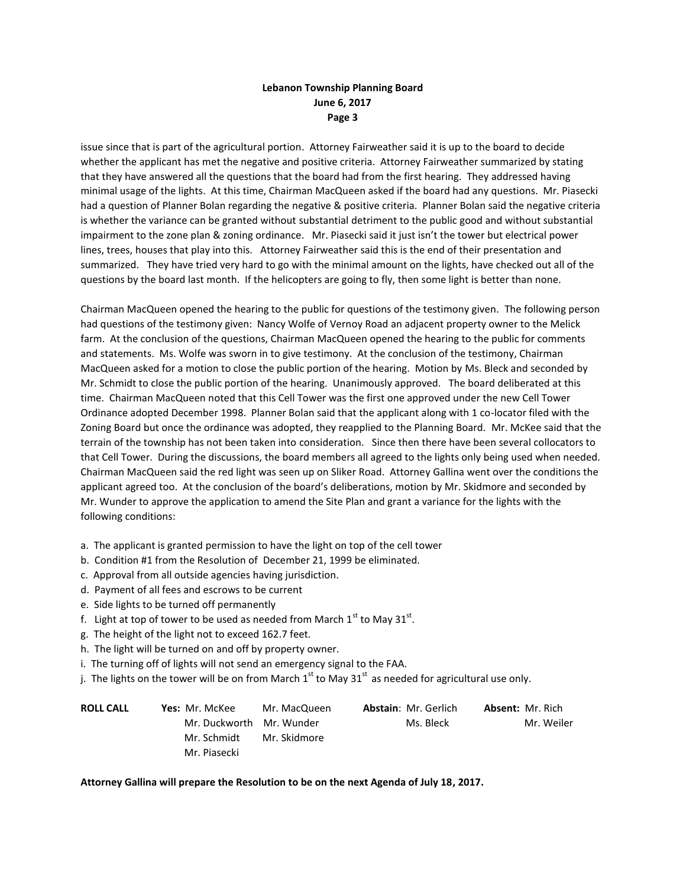issue since that is part of the agricultural portion. Attorney Fairweather said it is up to the board to decide whether the applicant has met the negative and positive criteria. Attorney Fairweather summarized by stating that they have answered all the questions that the board had from the first hearing. They addressed having minimal usage of the lights. At this time, Chairman MacQueen asked if the board had any questions. Mr. Piasecki had a question of Planner Bolan regarding the negative & positive criteria. Planner Bolan said the negative criteria is whether the variance can be granted without substantial detriment to the public good and without substantial impairment to the zone plan & zoning ordinance. Mr. Piasecki said it just isn't the tower but electrical power lines, trees, houses that play into this. Attorney Fairweather said this is the end of their presentation and summarized. They have tried very hard to go with the minimal amount on the lights, have checked out all of the questions by the board last month. If the helicopters are going to fly, then some light is better than none.

Chairman MacQueen opened the hearing to the public for questions of the testimony given. The following person had questions of the testimony given: Nancy Wolfe of Vernoy Road an adjacent property owner to the Melick farm. At the conclusion of the questions, Chairman MacQueen opened the hearing to the public for comments and statements. Ms. Wolfe was sworn in to give testimony. At the conclusion of the testimony, Chairman MacQueen asked for a motion to close the public portion of the hearing. Motion by Ms. Bleck and seconded by Mr. Schmidt to close the public portion of the hearing. Unanimously approved. The board deliberated at this time. Chairman MacQueen noted that this Cell Tower was the first one approved under the new Cell Tower Ordinance adopted December 1998. Planner Bolan said that the applicant along with 1 co-locator filed with the Zoning Board but once the ordinance was adopted, they reapplied to the Planning Board. Mr. McKee said that the terrain of the township has not been taken into consideration. Since then there have been several collocators to that Cell Tower. During the discussions, the board members all agreed to the lights only being used when needed. Chairman MacQueen said the red light was seen up on Sliker Road. Attorney Gallina went over the conditions the applicant agreed too. At the conclusion of the board's deliberations, motion by Mr. Skidmore and seconded by Mr. Wunder to approve the application to amend the Site Plan and grant a variance for the lights with the following conditions:

a. The applicant is granted permission to have the light on top of the cell tower
b. Condition #1 from the Resolution of December 21, 1999 be eliminated.
c. Approval from all outside agencies having jurisdiction.
d. Payment of all fees and escrows to be current
e. Side lights to be turned off permanently
f. Light at top of tower to be used as needed from March 1st to May 31st.
g. The height of the light not to exceed 162.7 feet.
h. The light will be turned on and off by property owner.
i. The turning off of lights will not send an emergency signal to the FAA.
j. The lights on the tower will be on from March 1st to May 31st as needed for agricultural use only.

| **ROLL CALL** | **Yes:** Mr. McKee | Mr. MacQueen | **Abstain**: Mr. Gerlich | **Absent:** Mr. Rich |
|---|---|---|---|---|
| | Mr. Duckworth | Mr. Wunder | Ms. Bleck | Mr. Weiler |
| | Mr. Schmidt | Mr. Skidmore | | |
| | Mr. Piasecki | | | |

**Attorney Gallina will prepare the Resolution to be on the next Agenda of July 18, 2017.**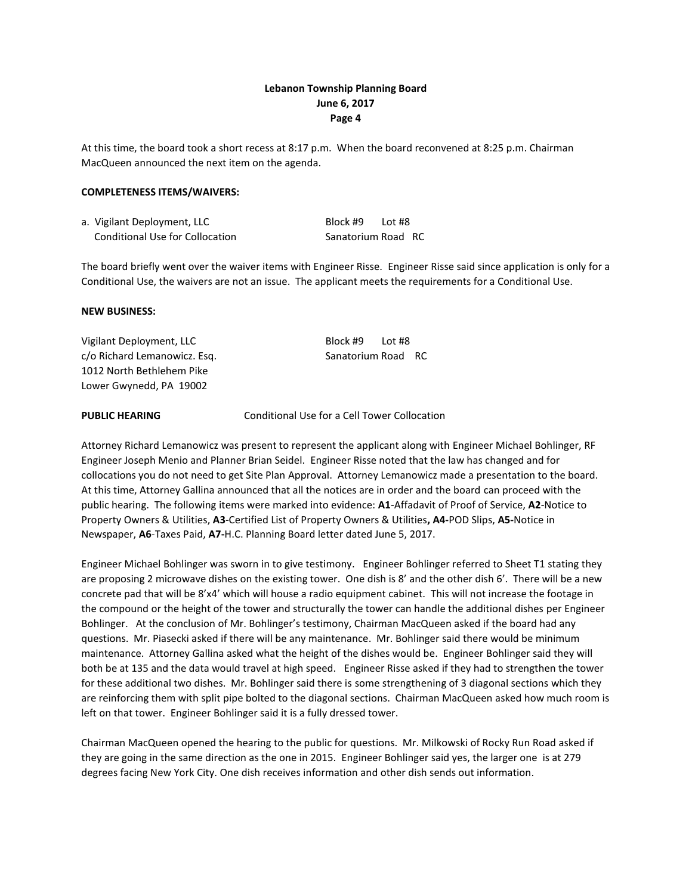At this time, the board took a short recess at 8:17 p.m. When the board reconvened at 8:25 p.m. Chairman MacQueen announced the next item on the agenda.

**COMPLETENESS ITEMS/WAIVERS:**

a. Vigilant Deployment, LLC Block #9 Lot #8
Conditional Use for Collocation Sanatorium Road RC

The board briefly went over the waiver items with Engineer Risse. Engineer Risse said since application is only for a Conditional Use, the waivers are not an issue. The applicant meets the requirements for a Conditional Use.

**NEW BUSINESS:**

Vigilant Deployment, LLC Block #9 Lot #8
c/o Richard Lemanowicz. Esq. Sanatorium Road RC
1012 North Bethlehem Pike
Lower Gwynedd, PA 19002

**PUBLIC HEARING** Conditional Use for a Cell Tower Collocation

Attorney Richard Lemanowicz was present to represent the applicant along with Engineer Michael Bohlinger, RF Engineer Joseph Menio and Planner Brian Seidel. Engineer Risse noted that the law has changed and for collocations you do not need to get Site Plan Approval. Attorney Lemanowicz made a presentation to the board. At this time, Attorney Gallina announced that all the notices are in order and the board can proceed with the public hearing. The following items were marked into evidence: **A1**-Affadavit of Proof of Service, **A2**-Notice to Property Owners & Utilities, **A3**-Certified List of Property Owners & Utilities**, A4-**POD Slips, **A5-**Notice in Newspaper, **A6**-Taxes Paid, **A7-**H.C. Planning Board letter dated June 5, 2017.

Engineer Michael Bohlinger was sworn in to give testimony. Engineer Bohlinger referred to Sheet T1 stating they are proposing 2 microwave dishes on the existing tower. One dish is 8' and the other dish 6'. There will be a new concrete pad that will be 8'x4' which will house a radio equipment cabinet. This will not increase the footage in the compound or the height of the tower and structurally the tower can handle the additional dishes per Engineer Bohlinger. At the conclusion of Mr. Bohlinger's testimony, Chairman MacQueen asked if the board had any questions. Mr. Piasecki asked if there will be any maintenance. Mr. Bohlinger said there would be minimum maintenance. Attorney Gallina asked what the height of the dishes would be. Engineer Bohlinger said they will both be at 135 and the data would travel at high speed. Engineer Risse asked if they had to strengthen the tower for these additional two dishes. Mr. Bohlinger said there is some strengthening of 3 diagonal sections which they are reinforcing them with split pipe bolted to the diagonal sections. Chairman MacQueen asked how much room is left on that tower. Engineer Bohlinger said it is a fully dressed tower.

Chairman MacQueen opened the hearing to the public for questions. Mr. Milkowski of Rocky Run Road asked if they are going in the same direction as the one in 2015. Engineer Bohlinger said yes, the larger one is at 279 degrees facing New York City. One dish receives information and other dish sends out information.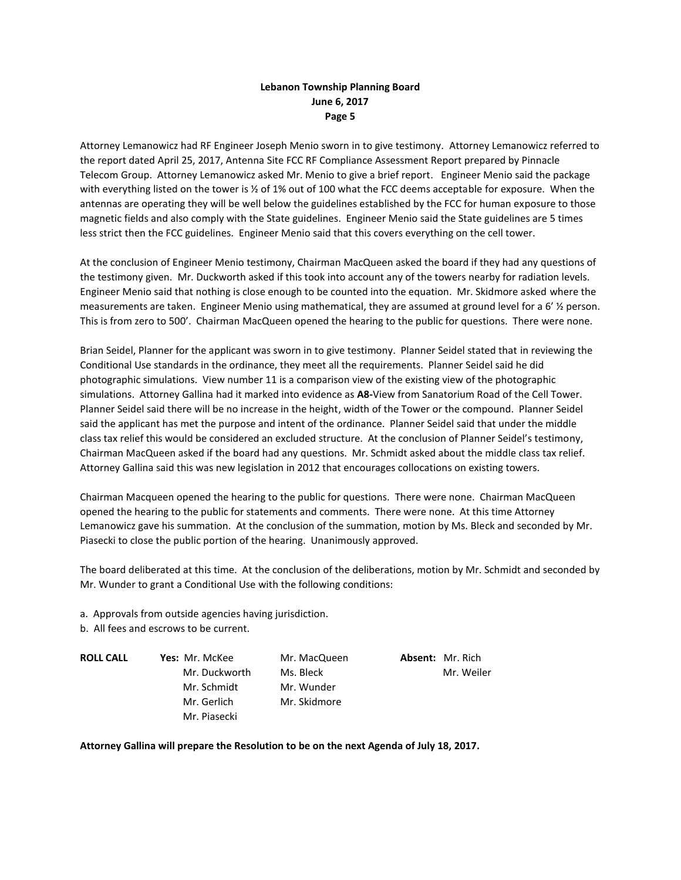Attorney Lemanowicz had RF Engineer Joseph Menio sworn in to give testimony. Attorney Lemanowicz referred to the report dated April 25, 2017, Antenna Site FCC RF Compliance Assessment Report prepared by Pinnacle Telecom Group. Attorney Lemanowicz asked Mr. Menio to give a brief report. Engineer Menio said the package with everything listed on the tower is ½ of 1% out of 100 what the FCC deems acceptable for exposure. When the antennas are operating they will be well below the guidelines established by the FCC for human exposure to those magnetic fields and also comply with the State guidelines. Engineer Menio said the State guidelines are 5 times less strict then the FCC guidelines. Engineer Menio said that this covers everything on the cell tower.

At the conclusion of Engineer Menio testimony, Chairman MacQueen asked the board if they had any questions of the testimony given. Mr. Duckworth asked if this took into account any of the towers nearby for radiation levels. Engineer Menio said that nothing is close enough to be counted into the equation. Mr. Skidmore asked where the measurements are taken. Engineer Menio using mathematical, they are assumed at ground level for a 6' ½ person. This is from zero to 500'. Chairman MacQueen opened the hearing to the public for questions. There were none.

Brian Seidel, Planner for the applicant was sworn in to give testimony. Planner Seidel stated that in reviewing the Conditional Use standards in the ordinance, they meet all the requirements. Planner Seidel said he did photographic simulations. View number 11 is a comparison view of the existing view of the photographic simulations. Attorney Gallina had it marked into evidence as **A8**-View from Sanatorium Road of the Cell Tower. Planner Seidel said there will be no increase in the height, width of the Tower or the compound. Planner Seidel said the applicant has met the purpose and intent of the ordinance. Planner Seidel said that under the middle class tax relief this would be considered an excluded structure. At the conclusion of Planner Seidel's testimony, Chairman MacQueen asked if the board had any questions. Mr. Schmidt asked about the middle class tax relief. Attorney Gallina said this was new legislation in 2012 that encourages collocations on existing towers.

Chairman Macqueen opened the hearing to the public for questions. There were none. Chairman MacQueen opened the hearing to the public for statements and comments. There were none. At this time Attorney Lemanowicz gave his summation. At the conclusion of the summation, motion by Ms. Bleck and seconded by Mr. Piasecki to close the public portion of the hearing. Unanimously approved.

The board deliberated at this time. At the conclusion of the deliberations, motion by Mr. Schmidt and seconded by Mr. Wunder to grant a Conditional Use with the following conditions:

a. Approvals from outside agencies having jurisdiction.
b. All fees and escrows to be current.

| **ROLL CALL** | **Yes:** Mr. McKee | Mr. MacQueen | **Absent:** Mr. Rich |
|---|---|---|---|
| | Mr. Duckworth | Ms. Bleck | Mr. Weiler |
| | Mr. Schmidt | Mr. Wunder | |
| | Mr. Gerlich | Mr. Skidmore | |
| | Mr. Piasecki | | |

**Attorney Gallina will prepare the Resolution to be on the next Agenda of July 18, 2017.**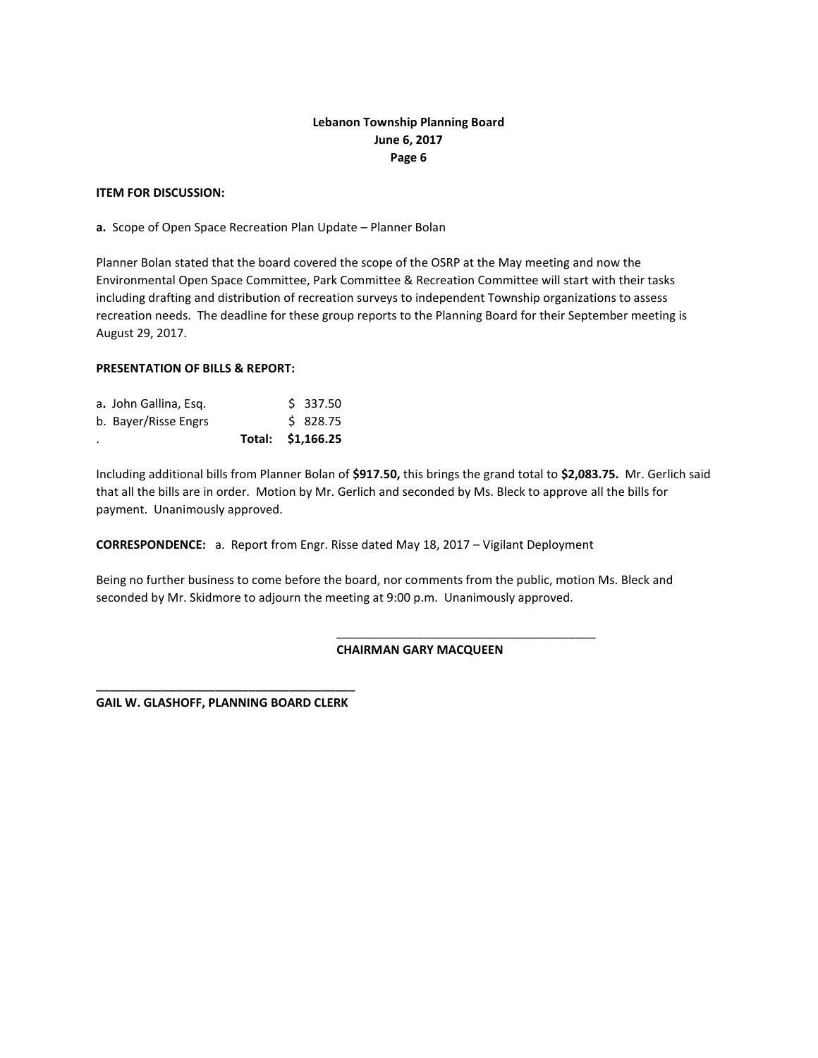**Lebanon Township Planning Board**
**June 6, 2017**

**ITEM FOR DISCUSSION:**

**a.** Scope of Open Space Recreation Plan Update – Planner Bolan

Planner Bolan stated that the board covered the scope of the OSRP at the May meeting and now the Environmental Open Space Committee, Park Committee & Recreation Committee will start with their tasks including drafting and distribution of recreation surveys to independent Township organizations to assess recreation needs. The deadline for these group reports to the Planning Board for their September meeting is August 29, 2017.

**PRESENTATION OF BILLS & REPORT:**

| | | |
|---|---|---|
| a**.** John Gallina, Esq. | | $ 337.50 |
| b. Bayer/Risse Engrs | | $ 828.75 |
| . | **Total:** | **$1,166.25** |

Including additional bills from Planner Bolan of **$917.50,** this brings the grand total to **$2,083.75.** Mr. Gerlich said that all the bills are in order. Motion by Mr. Gerlich and seconded by Ms. Bleck to approve all the bills for payment. Unanimously approved.

**CORRESPONDENCE:** a. Report from Engr. Risse dated May 18, 2017 – Vigilant Deployment

Being no further business to come before the board, nor comments from the public, motion Ms. Bleck and seconded by Mr. Skidmore to adjourn the meeting at 9:00 p.m. Unanimously approved.

\_\_\_\_\_\_\_\_\_\_\_\_\_\_\_\_\_\_\_\_\_\_\_\_\_\_\_\_\_\_\_\_\_\_\_\_\_\_\_\_
**CHAIRMAN GARY MACQUEEN**

\_\_\_\_\_\_\_\_\_\_\_\_\_\_\_\_\_\_\_\_\_\_\_\_\_\_\_\_\_\_\_\_\_\_\_\_\_\_\_\_
**GAIL W. GLASHOFF, PLANNING BOARD CLERK**